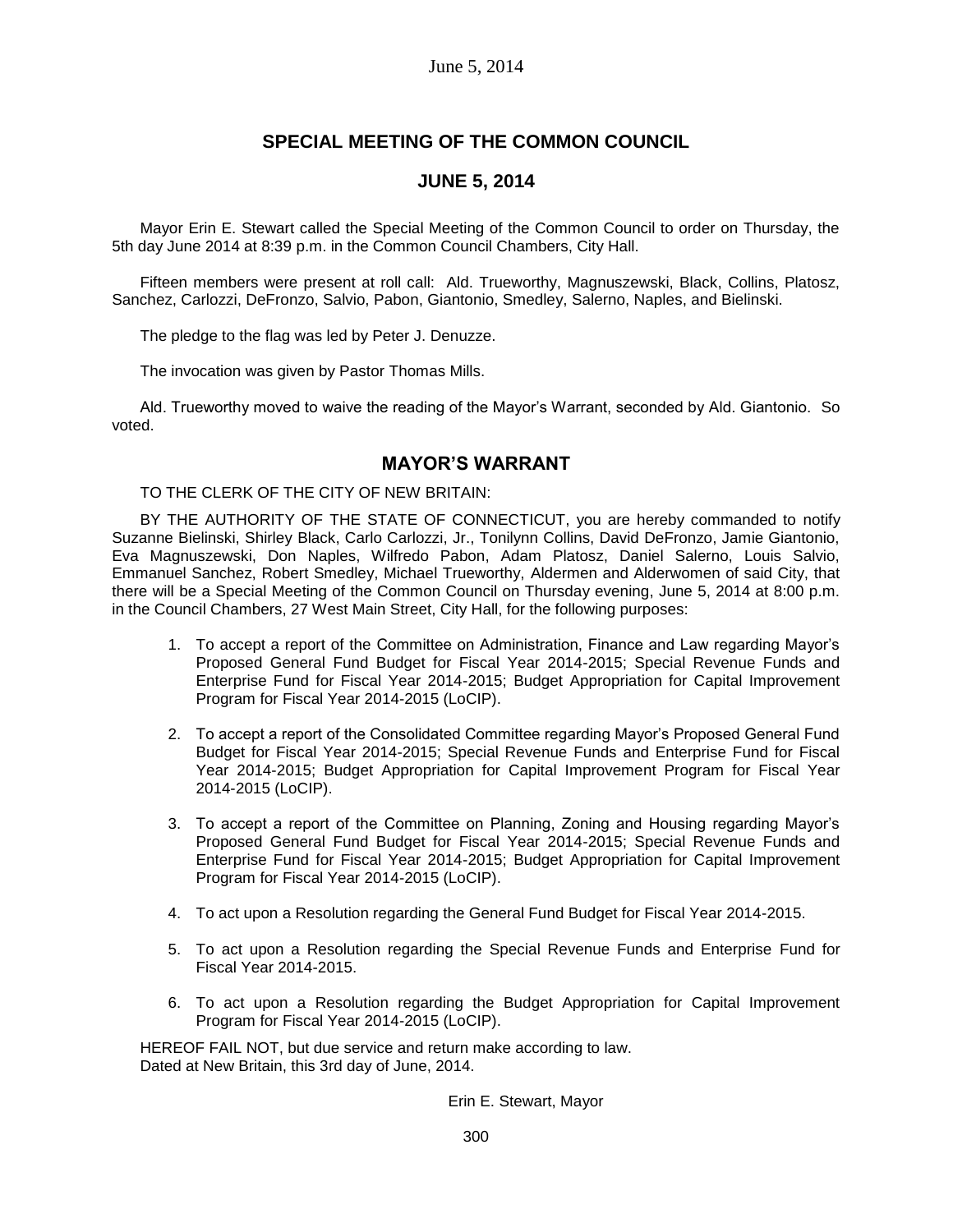# SPECIAL MEETING OF THE COMMON COUNCIL

## JUNE 5, 2014

Mayor Erin E. Stewart called the Special Meeting of the Common Council to order on Thursday, the 5th day June 2014 at 8:39 p.m. in the Common Council Chambers, City Hall.

Fifteen members were present at roll call: Ald. Trueworthy, Magnuszewski, Black, Collins, Platosz, Sanchez, Carlozzi, DeFronzo, Salvio, Pabon, Giantonio, Smedley, Salerno, Naples, and Bielinski.

The pledge to the flag was led by Peter J. Denuzze.

The invocation was given by Pastor Thomas Mills.

Ald. Trueworthy moved to waive the reading of the Mayor's Warrant, seconded by Ald. Giantonio. So voted.

## MAYOR'S WARRANT

TO THE CLERK OF THE CITY OF NEW BRITAIN:

BY THE AUTHORITY OF THE STATE OF CONNECTICUT, you are hereby commanded to notify Suzanne Bielinski, Shirley Black, Carlo Carlozzi, Jr., Tonilynn Collins, David DeFronzo, Jamie Giantonio, Eva Magnuszewski, Don Naples, Wilfredo Pabon, Adam Platosz, Daniel Salerno, Louis Salvio, Emmanuel Sanchez, Robert Smedley, Michael Trueworthy, Aldermen and Alderwomen of said City, that there will be a Special Meeting of the Common Council on Thursday evening, June 5, 2014 at 8:00 p.m. in the Council Chambers, 27 West Main Street, City Hall, for the following purposes:

1. To accept a report of the Committee on Administration, Finance and Law regarding Mayor's Proposed General Fund Budget for Fiscal Year 2014-2015; Special Revenue Funds and Enterprise Fund for Fiscal Year 2014-2015; Budget Appropriation for Capital Improvement Program for Fiscal Year 2014-2015 (LoCIP).
2. To accept a report of the Consolidated Committee regarding Mayor's Proposed General Fund Budget for Fiscal Year 2014-2015; Special Revenue Funds and Enterprise Fund for Fiscal Year 2014-2015; Budget Appropriation for Capital Improvement Program for Fiscal Year 2014-2015 (LoCIP).
3. To accept a report of the Committee on Planning, Zoning and Housing regarding Mayor's Proposed General Fund Budget for Fiscal Year 2014-2015; Special Revenue Funds and Enterprise Fund for Fiscal Year 2014-2015; Budget Appropriation for Capital Improvement Program for Fiscal Year 2014-2015 (LoCIP).
4. To act upon a Resolution regarding the General Fund Budget for Fiscal Year 2014-2015.
5. To act upon a Resolution regarding the Special Revenue Funds and Enterprise Fund for Fiscal Year 2014-2015.
6. To act upon a Resolution regarding the Budget Appropriation for Capital Improvement Program for Fiscal Year 2014-2015 (LoCIP).

HEREOF FAIL NOT, but due service and return make according to law.
Dated at New Britain, this 3rd day of June, 2014.

Erin E. Stewart, Mayor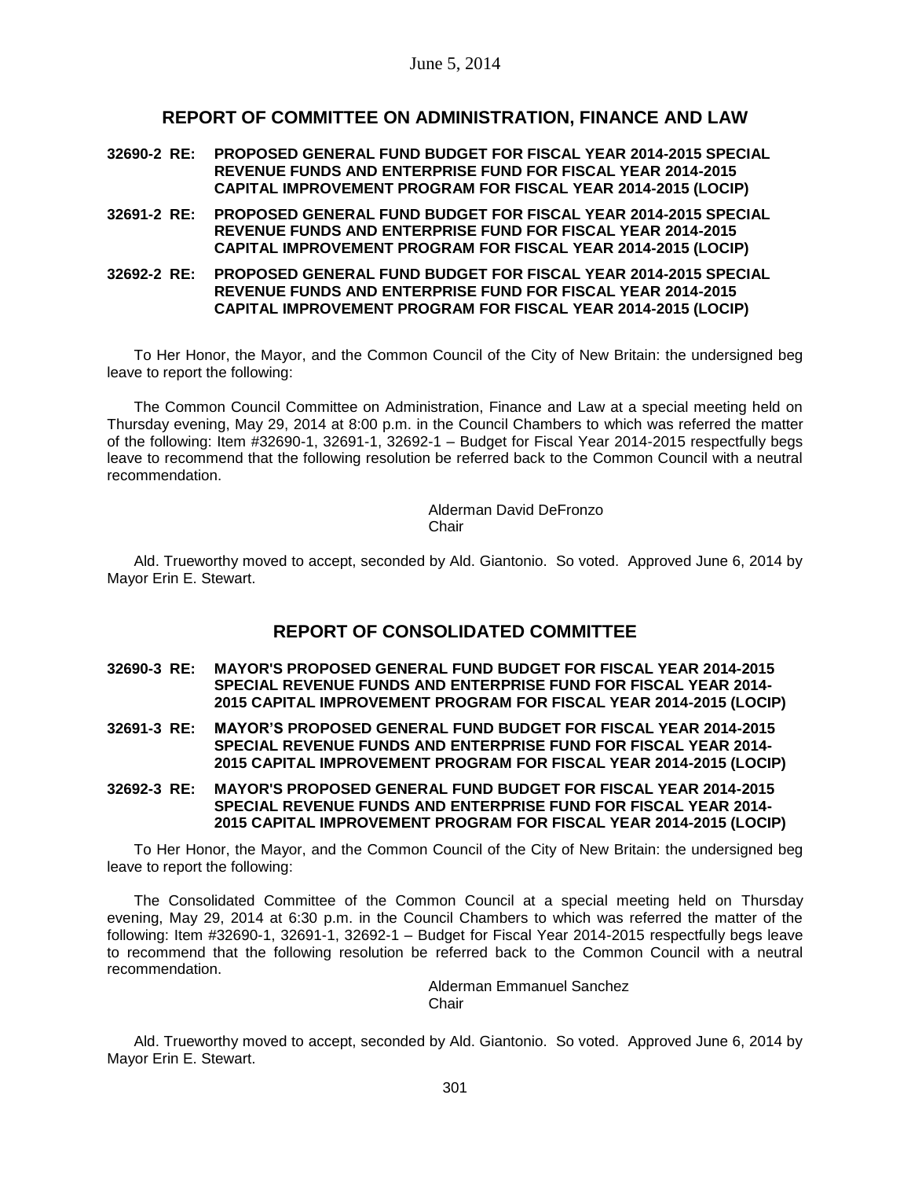## REPORT OF COMMITTEE ON ADMINISTRATION, FINANCE AND LAW

**32690-2 RE: PROPOSED GENERAL FUND BUDGET FOR FISCAL YEAR 2014-2015 SPECIAL REVENUE FUNDS AND ENTERPRISE FUND FOR FISCAL YEAR 2014-2015 CAPITAL IMPROVEMENT PROGRAM FOR FISCAL YEAR 2014-2015 (LOCIP)**

**32691-2 RE: PROPOSED GENERAL FUND BUDGET FOR FISCAL YEAR 2014-2015 SPECIAL REVENUE FUNDS AND ENTERPRISE FUND FOR FISCAL YEAR 2014-2015 CAPITAL IMPROVEMENT PROGRAM FOR FISCAL YEAR 2014-2015 (LOCIP)**

**32692-2 RE: PROPOSED GENERAL FUND BUDGET FOR FISCAL YEAR 2014-2015 SPECIAL REVENUE FUNDS AND ENTERPRISE FUND FOR FISCAL YEAR 2014-2015 CAPITAL IMPROVEMENT PROGRAM FOR FISCAL YEAR 2014-2015 (LOCIP)**

To Her Honor, the Mayor, and the Common Council of the City of New Britain: the undersigned beg leave to report the following:

The Common Council Committee on Administration, Finance and Law at a special meeting held on Thursday evening, May 29, 2014 at 8:00 p.m. in the Council Chambers to which was referred the matter of the following: Item #32690-1, 32691-1, 32692-1 – Budget for Fiscal Year 2014-2015 respectfully begs leave to recommend that the following resolution be referred back to the Common Council with a neutral recommendation.

Alderman David DeFronzo
Chair

Ald. Trueworthy moved to accept, seconded by Ald. Giantonio. So voted. Approved June 6, 2014 by Mayor Erin E. Stewart.

## REPORT OF CONSOLIDATED COMMITTEE

**32690-3 RE: MAYOR'S PROPOSED GENERAL FUND BUDGET FOR FISCAL YEAR 2014-2015 SPECIAL REVENUE FUNDS AND ENTERPRISE FUND FOR FISCAL YEAR 2014-2015 CAPITAL IMPROVEMENT PROGRAM FOR FISCAL YEAR 2014-2015 (LOCIP)**

**32691-3 RE: MAYOR'S PROPOSED GENERAL FUND BUDGET FOR FISCAL YEAR 2014-2015 SPECIAL REVENUE FUNDS AND ENTERPRISE FUND FOR FISCAL YEAR 2014-2015 CAPITAL IMPROVEMENT PROGRAM FOR FISCAL YEAR 2014-2015 (LOCIP)**

**32692-3 RE: MAYOR'S PROPOSED GENERAL FUND BUDGET FOR FISCAL YEAR 2014-2015 SPECIAL REVENUE FUNDS AND ENTERPRISE FUND FOR FISCAL YEAR 2014-2015 CAPITAL IMPROVEMENT PROGRAM FOR FISCAL YEAR 2014-2015 (LOCIP)**

To Her Honor, the Mayor, and the Common Council of the City of New Britain: the undersigned beg leave to report the following:

The Consolidated Committee of the Common Council at a special meeting held on Thursday evening, May 29, 2014 at 6:30 p.m. in the Council Chambers to which was referred the matter of the following: Item #32690-1, 32691-1, 32692-1 – Budget for Fiscal Year 2014-2015 respectfully begs leave to recommend that the following resolution be referred back to the Common Council with a neutral recommendation.

Alderman Emmanuel Sanchez
Chair

Ald. Trueworthy moved to accept, seconded by Ald. Giantonio. So voted. Approved June 6, 2014 by Mayor Erin E. Stewart.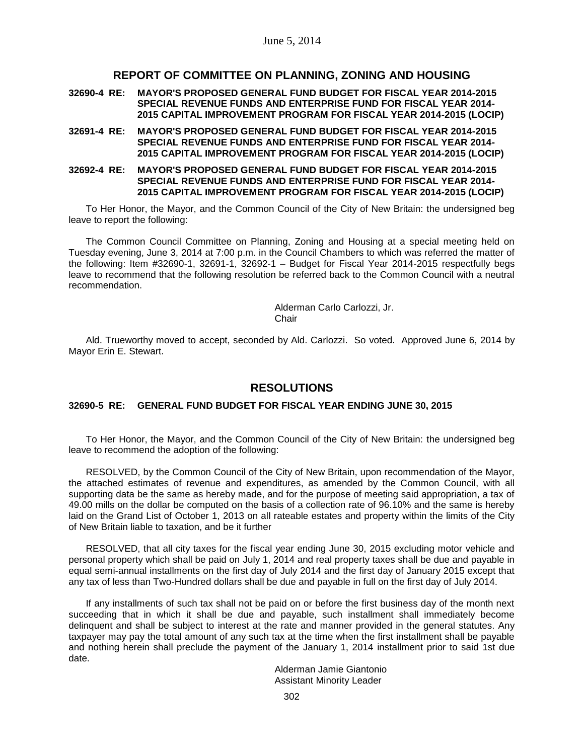## REPORT OF COMMITTEE ON PLANNING, ZONING AND HOUSING

**32690-4 RE: MAYOR'S PROPOSED GENERAL FUND BUDGET FOR FISCAL YEAR 2014-2015 SPECIAL REVENUE FUNDS AND ENTERPRISE FUND FOR FISCAL YEAR 2014-2015 CAPITAL IMPROVEMENT PROGRAM FOR FISCAL YEAR 2014-2015 (LOCIP)**

**32691-4 RE: MAYOR'S PROPOSED GENERAL FUND BUDGET FOR FISCAL YEAR 2014-2015 SPECIAL REVENUE FUNDS AND ENTERPRISE FUND FOR FISCAL YEAR 2014-2015 CAPITAL IMPROVEMENT PROGRAM FOR FISCAL YEAR 2014-2015 (LOCIP)**

**32692-4 RE: MAYOR'S PROPOSED GENERAL FUND BUDGET FOR FISCAL YEAR 2014-2015 SPECIAL REVENUE FUNDS AND ENTERPRISE FUND FOR FISCAL YEAR 2014-2015 CAPITAL IMPROVEMENT PROGRAM FOR FISCAL YEAR 2014-2015 (LOCIP)**

To Her Honor, the Mayor, and the Common Council of the City of New Britain: the undersigned beg leave to report the following:

The Common Council Committee on Planning, Zoning and Housing at a special meeting held on Tuesday evening, June 3, 2014 at 7:00 p.m. in the Council Chambers to which was referred the matter of the following: Item #32690-1, 32691-1, 32692-1 – Budget for Fiscal Year 2014-2015 respectfully begs leave to recommend that the following resolution be referred back to the Common Council with a neutral recommendation.

Alderman Carlo Carlozzi, Jr.
Chair

Ald. Trueworthy moved to accept, seconded by Ald. Carlozzi. So voted. Approved June 6, 2014 by Mayor Erin E. Stewart.

## RESOLUTIONS

**32690-5 RE: GENERAL FUND BUDGET FOR FISCAL YEAR ENDING JUNE 30, 2015**

To Her Honor, the Mayor, and the Common Council of the City of New Britain: the undersigned beg leave to recommend the adoption of the following:

RESOLVED, by the Common Council of the City of New Britain, upon recommendation of the Mayor, the attached estimates of revenue and expenditures, as amended by the Common Council, with all supporting data be the same as hereby made, and for the purpose of meeting said appropriation, a tax of 49.00 mills on the dollar be computed on the basis of a collection rate of 96.10% and the same is hereby laid on the Grand List of October 1, 2013 on all rateable estates and property within the limits of the City of New Britain liable to taxation, and be it further

RESOLVED, that all city taxes for the fiscal year ending June 30, 2015 excluding motor vehicle and personal property which shall be paid on July 1, 2014 and real property taxes shall be due and payable in equal semi-annual installments on the first day of July 2014 and the first day of January 2015 except that any tax of less than Two-Hundred dollars shall be due and payable in full on the first day of July 2014.

If any installments of such tax shall not be paid on or before the first business day of the month next succeeding that in which it shall be due and payable, such installment shall immediately become delinquent and shall be subject to interest at the rate and manner provided in the general statutes. Any taxpayer may pay the total amount of any such tax at the time when the first installment shall be payable and nothing herein shall preclude the payment of the January 1, 2014 installment prior to said 1st due date.

Alderman Jamie Giantonio
Assistant Minority Leader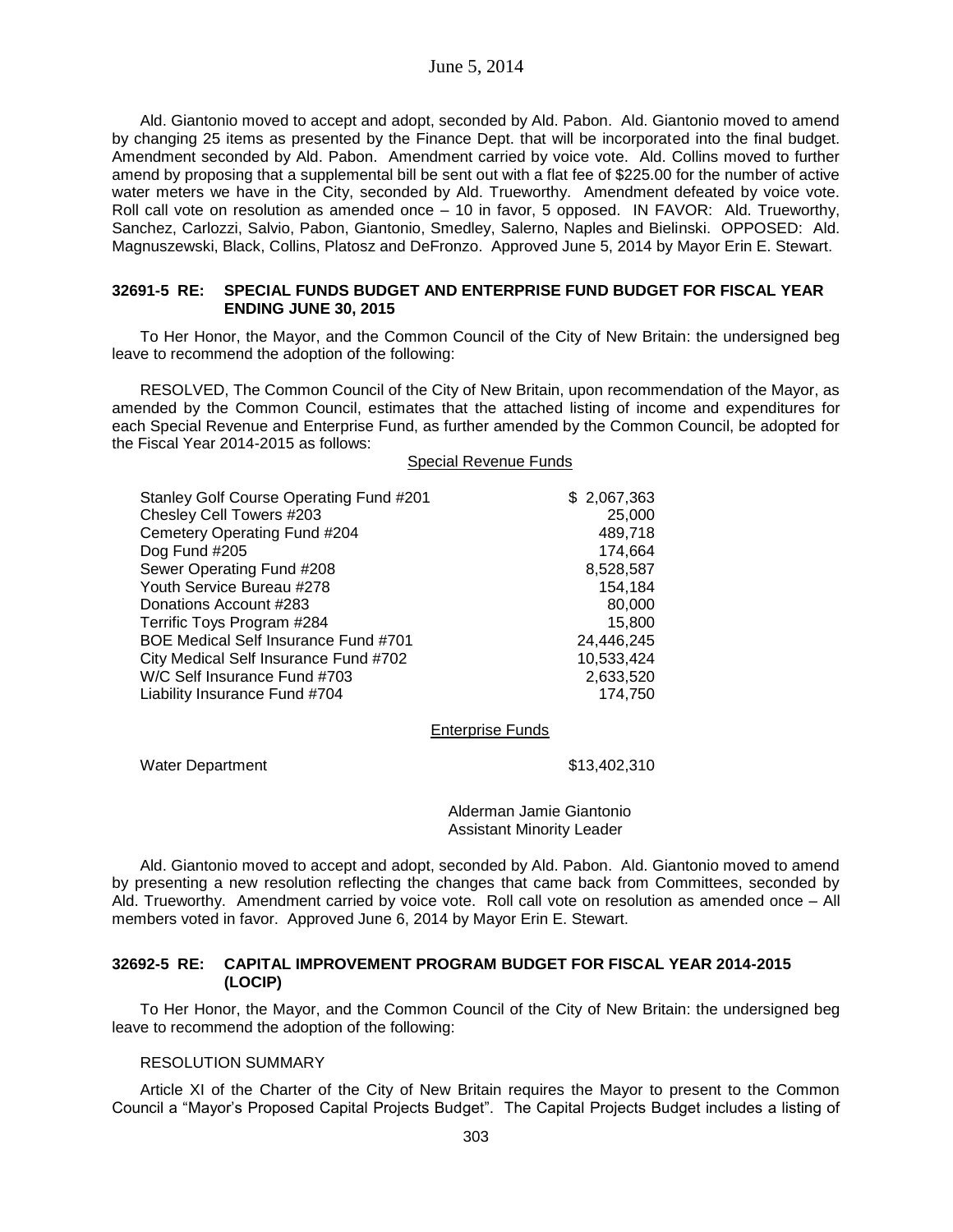Ald. Giantonio moved to accept and adopt, seconded by Ald. Pabon. Ald. Giantonio moved to amend by changing 25 items as presented by the Finance Dept. that will be incorporated into the final budget. Amendment seconded by Ald. Pabon. Amendment carried by voice vote. Ald. Collins moved to further amend by proposing that a supplemental bill be sent out with a flat fee of $225.00 for the number of active water meters we have in the City, seconded by Ald. Trueworthy. Amendment defeated by voice vote. Roll call vote on resolution as amended once – 10 in favor, 5 opposed. IN FAVOR: Ald. Trueworthy, Sanchez, Carlozzi, Salvio, Pabon, Giantonio, Smedley, Salerno, Naples and Bielinski. OPPOSED: Ald. Magnuszewski, Black, Collins, Platosz and DeFronzo. Approved June 5, 2014 by Mayor Erin E. Stewart.

**32691-5 RE: SPECIAL FUNDS BUDGET AND ENTERPRISE FUND BUDGET FOR FISCAL YEAR ENDING JUNE 30, 2015**

To Her Honor, the Mayor, and the Common Council of the City of New Britain: the undersigned beg leave to recommend the adoption of the following:

RESOLVED, The Common Council of the City of New Britain, upon recommendation of the Mayor, as amended by the Common Council, estimates that the attached listing of income and expenditures for each Special Revenue and Enterprise Fund, as further amended by the Common Council, be adopted for the Fiscal Year 2014-2015 as follows:

Special Revenue Funds

| | |
|---|---|
| Stanley Golf Course Operating Fund #201 | $ 2,067,363 |
| Chesley Cell Towers #203 | 25,000 |
| Cemetery Operating Fund #204 | 489,718 |
| Dog Fund #205 | 174,664 |
| Sewer Operating Fund #208 | 8,528,587 |
| Youth Service Bureau #278 | 154,184 |
| Donations Account #283 | 80,000 |
| Terrific Toys Program #284 | 15,800 |
| BOE Medical Self Insurance Fund #701 | 24,446,245 |
| City Medical Self Insurance Fund #702 | 10,533,424 |
| W/C Self Insurance Fund #703 | 2,633,520 |
| Liability Insurance Fund #704 | 174,750 |

Enterprise Funds

| | |
|---|---|
| Water Department | $13,402,310 |

Alderman Jamie Giantonio
Assistant Minority Leader

Ald. Giantonio moved to accept and adopt, seconded by Ald. Pabon. Ald. Giantonio moved to amend by presenting a new resolution reflecting the changes that came back from Committees, seconded by Ald. Trueworthy. Amendment carried by voice vote. Roll call vote on resolution as amended once – All members voted in favor. Approved June 6, 2014 by Mayor Erin E. Stewart.

**32692-5 RE: CAPITAL IMPROVEMENT PROGRAM BUDGET FOR FISCAL YEAR 2014-2015 (LOCIP)**

To Her Honor, the Mayor, and the Common Council of the City of New Britain: the undersigned beg leave to recommend the adoption of the following:

RESOLUTION SUMMARY

Article XI of the Charter of the City of New Britain requires the Mayor to present to the Common Council a "Mayor's Proposed Capital Projects Budget". The Capital Projects Budget includes a listing of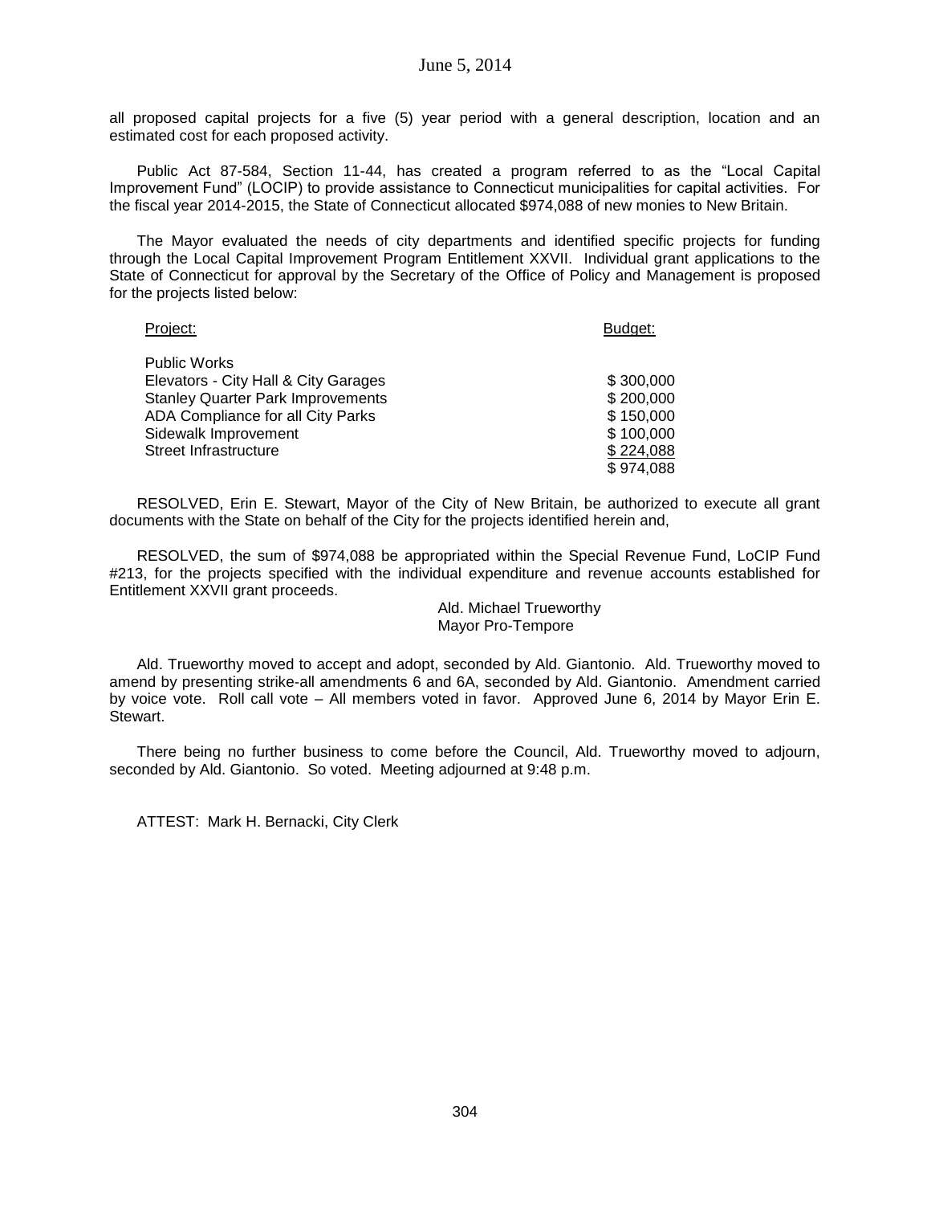all proposed capital projects for a five (5) year period with a general description, location and an estimated cost for each proposed activity.

Public Act 87-584, Section 11-44, has created a program referred to as the "Local Capital Improvement Fund" (LOCIP) to provide assistance to Connecticut municipalities for capital activities. For the fiscal year 2014-2015, the State of Connecticut allocated $974,088 of new monies to New Britain.

The Mayor evaluated the needs of city departments and identified specific projects for funding through the Local Capital Improvement Program Entitlement XXVII. Individual grant applications to the State of Connecticut for approval by the Secretary of the Office of Policy and Management is proposed for the projects listed below:

| Project: | Budget: |
|---|---|
| Public Works | |
| Elevators - City Hall & City Garages | $ 300,000 |
| Stanley Quarter Park Improvements | $ 200,000 |
| ADA Compliance for all City Parks | $ 150,000 |
| Sidewalk Improvement | $ 100,000 |
| Street Infrastructure | $ 224,088 |
| | $ 974,088 |

RESOLVED, Erin E. Stewart, Mayor of the City of New Britain, be authorized to execute all grant documents with the State on behalf of the City for the projects identified herein and,

RESOLVED, the sum of $974,088 be appropriated within the Special Revenue Fund, LoCIP Fund #213, for the projects specified with the individual expenditure and revenue accounts established for Entitlement XXVII grant proceeds.

Ald. Michael Trueworthy
Mayor Pro-Tempore

Ald. Trueworthy moved to accept and adopt, seconded by Ald. Giantonio. Ald. Trueworthy moved to amend by presenting strike-all amendments 6 and 6A, seconded by Ald. Giantonio. Amendment carried by voice vote. Roll call vote – All members voted in favor. Approved June 6, 2014 by Mayor Erin E. Stewart.

There being no further business to come before the Council, Ald. Trueworthy moved to adjourn, seconded by Ald. Giantonio. So voted. Meeting adjourned at 9:48 p.m.

ATTEST: Mark H. Bernacki, City Clerk